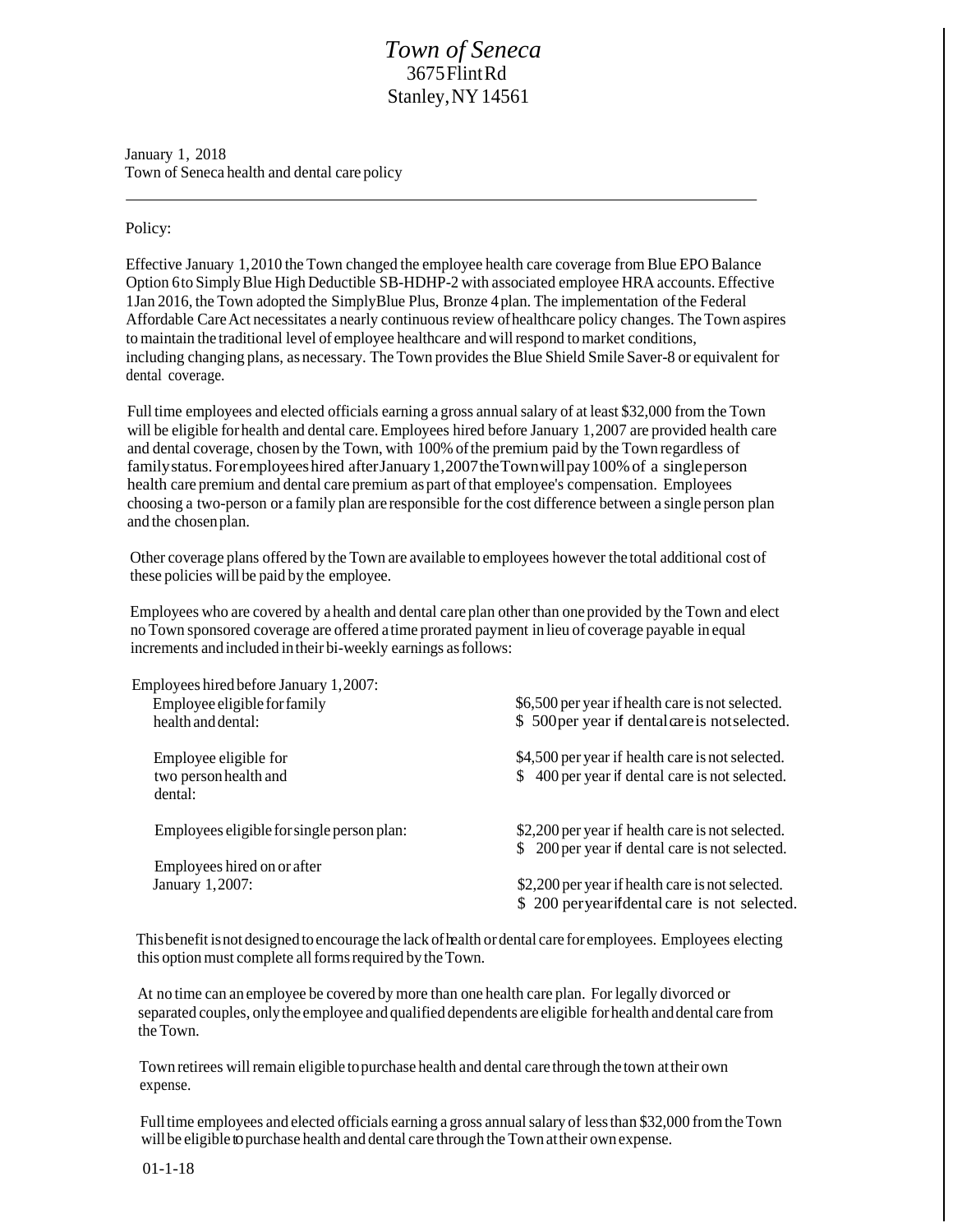# *Town of Seneca*

3675 Flint Rd
Stanley, NY 14561

January 1, 2018
Town of Seneca health and dental care policy

---

Policy:

Effective January 1, 2010 the Town changed the employee health care coverage from Blue EPO Balance Option 6 to Simply Blue High Deductible SB-HDHP-2 with associated employee HRA accounts. Effective 1 Jan 2016, the Town adopted the SimplyBlue Plus, Bronze 4 plan. The implementation of the Federal Affordable Care Act necessitates a nearly continuous review of healthcare policy changes. The Town aspires to maintain the traditional level of employee healthcare and will respond to market conditions, including changing plans, as necessary. The Town provides the Blue Shield Smile Saver-8 or equivalent for dental coverage.

Full time employees and elected officials earning a gross annual salary of at least $32,000 from the Town will be eligible for health and dental care. Employees hired before January 1, 2007 are provided health care and dental coverage, chosen by the Town, with 100% of the premium paid by the Town regardless of family status. For employees hired after January 1, 2007 the Town will pay 100% of a single person health care premium and dental care premium as part of that employee's compensation. Employees choosing a two-person or a family plan are responsible for the cost difference between a single person plan and the chosen plan.

Other coverage plans offered by the Town are available to employees however the total additional cost of these policies will be paid by the employee.

Employees who are covered by a health and dental care plan other than one provided by the Town and elect no Town sponsored coverage are offered a time prorated payment in lieu of coverage payable in equal increments and included in their bi-weekly earnings as follows:

Employees hired before January 1, 2007:

| | |
|---|---|
| Employee eligible for family health and dental: | $6,500 per year if health care is not selected.<br>$ 500 per year if dental care is not selected. |
| Employee eligible for two person health and dental: | $4,500 per year if health care is not selected.<br>$ 400 per year if dental care is not selected. |
| Employees eligible for single person plan: | $2,200 per year if health care is not selected.<br>$ 200 per year if dental care is not selected. |
| Employees hired on or after January 1, 2007: | $2,200 per year if health care is not selected.<br>$ 200 per year if dental care is not selected. |

This benefit is not designed to encourage the lack of health or dental care for employees. Employees electing this option must complete all forms required by the Town.

At no time can an employee be covered by more than one health care plan. For legally divorced or separated couples, only the employee and qualified dependents are eligible for health and dental care from the Town.

Town retirees will remain eligible to purchase health and dental care through the town at their own expense.

Full time employees and elected officials earning a gross annual salary of less than $32,000 from the Town will be eligible to purchase health and dental care through the Town at their own expense.

01-1-18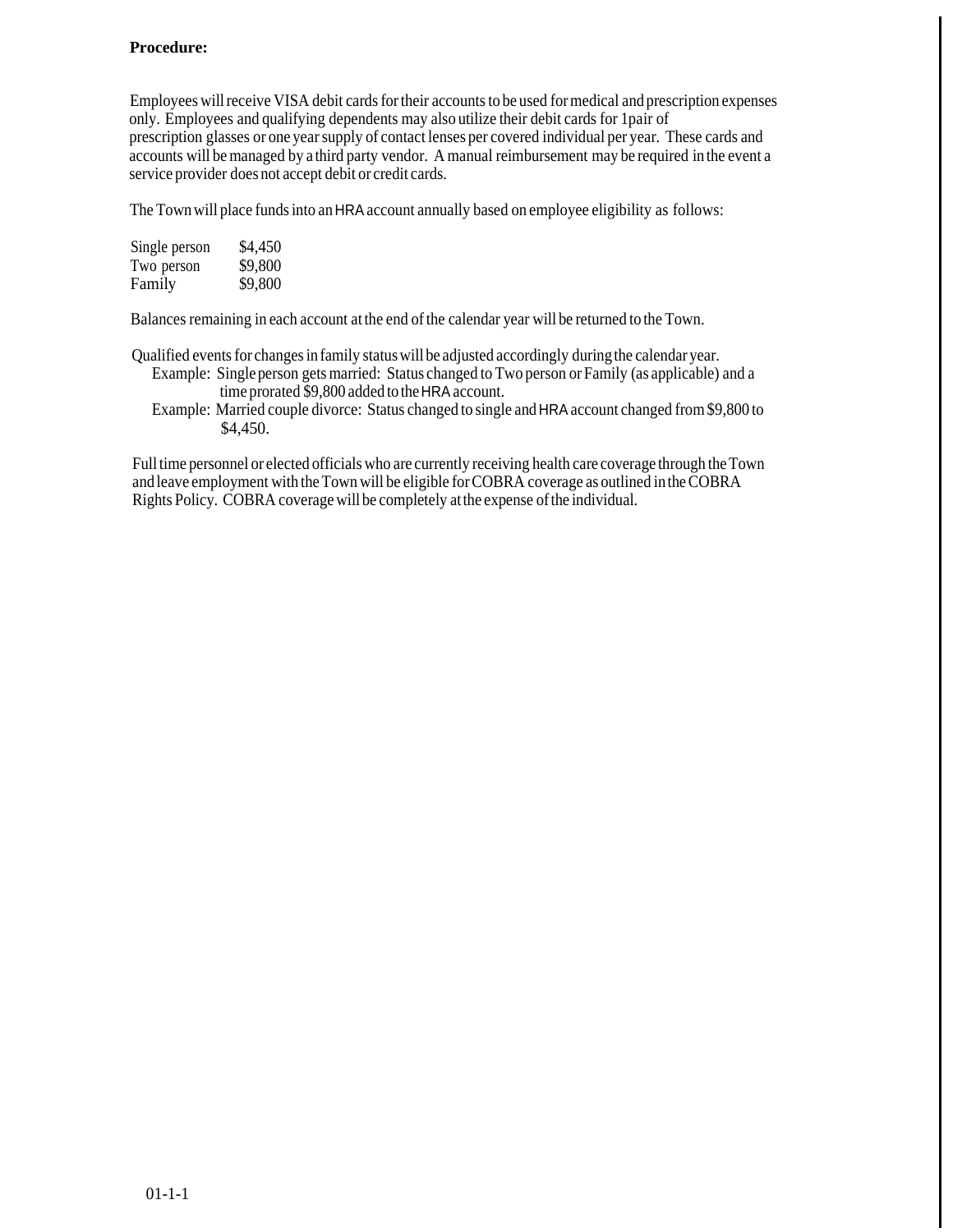**Procedure:**

Employees will receive VISA debit cards for their accounts to be used for medical and prescription expenses only. Employees and qualifying dependents may also utilize their debit cards for 1pair of prescription glasses or one year supply of contact lenses per covered individual per year. These cards and accounts will be managed by a third party vendor. A manual reimbursement may be required in the event a service provider does not accept debit or credit cards.

The Town will place funds into an HRA account annually based on employee eligibility as follows:

| | |
|---|---|
| Single person | $4,450 |
| Two person | $9,800 |
| Family | $9,800 |

Balances remaining in each account at the end of the calendar year will be returned to the Town.

Qualified events for changes in family status will be adjusted accordingly during the calendar year.

Example: Single person gets married: Status changed to Two person or Family (as applicable) and a time prorated $9,800 added to the HRA account.

Example: Married couple divorce: Status changed to single and HRA account changed from $9,800 to $4,450.

Full time personnel or elected officials who are currently receiving health care coverage through the Town and leave employment with the Town will be eligible for COBRA coverage as outlined in the COBRA Rights Policy. COBRA coverage will be completely at the expense of the individual.

01-1-1